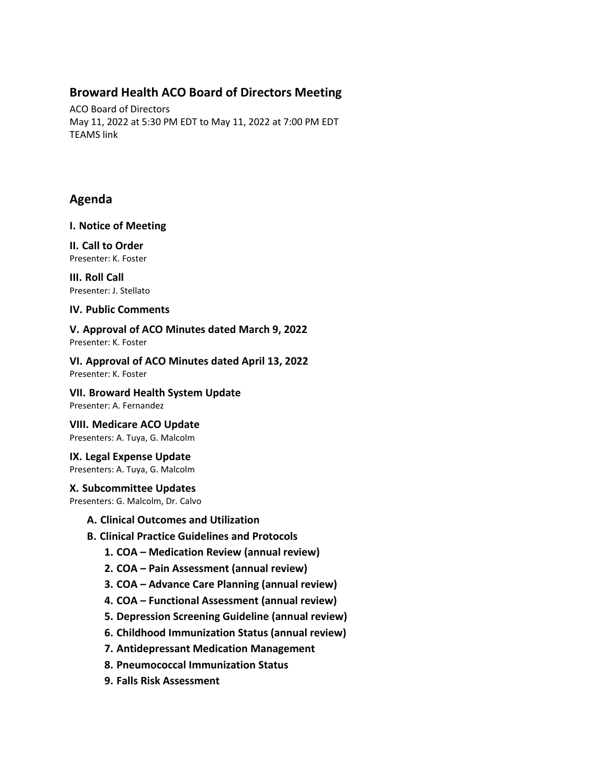## Broward Health ACO Board of Directors Meeting

ACO Board of Directors
May 11, 2022 at 5:30 PM EDT to May 11, 2022 at 7:00 PM EDT
TEAMS link

## Agenda

**I. Notice of Meeting**

**II. Call to Order**
Presenter: K. Foster

**III. Roll Call**
Presenter: J. Stellato

**IV. Public Comments**

**V. Approval of ACO Minutes dated March 9, 2022**
Presenter: K. Foster

**VI. Approval of ACO Minutes dated April 13, 2022**
Presenter: K. Foster

**VII. Broward Health System Update**
Presenter: A. Fernandez

**VIII. Medicare ACO Update**
Presenters: A. Tuya, G. Malcolm

**IX. Legal Expense Update**
Presenters: A. Tuya, G. Malcolm

**X. Subcommittee Updates**
Presenters: G. Malcolm, Dr. Calvo

- **A. Clinical Outcomes and Utilization**
- **B. Clinical Practice Guidelines and Protocols**
  1. **COA – Medication Review (annual review)**
  2. **COA – Pain Assessment (annual review)**
  3. **COA – Advance Care Planning (annual review)**
  4. **COA – Functional Assessment (annual review)**
  5. **Depression Screening Guideline (annual review)**
  6. **Childhood Immunization Status (annual review)**
  7. **Antidepressant Medication Management**
  8. **Pneumococcal Immunization Status**
  9. **Falls Risk Assessment**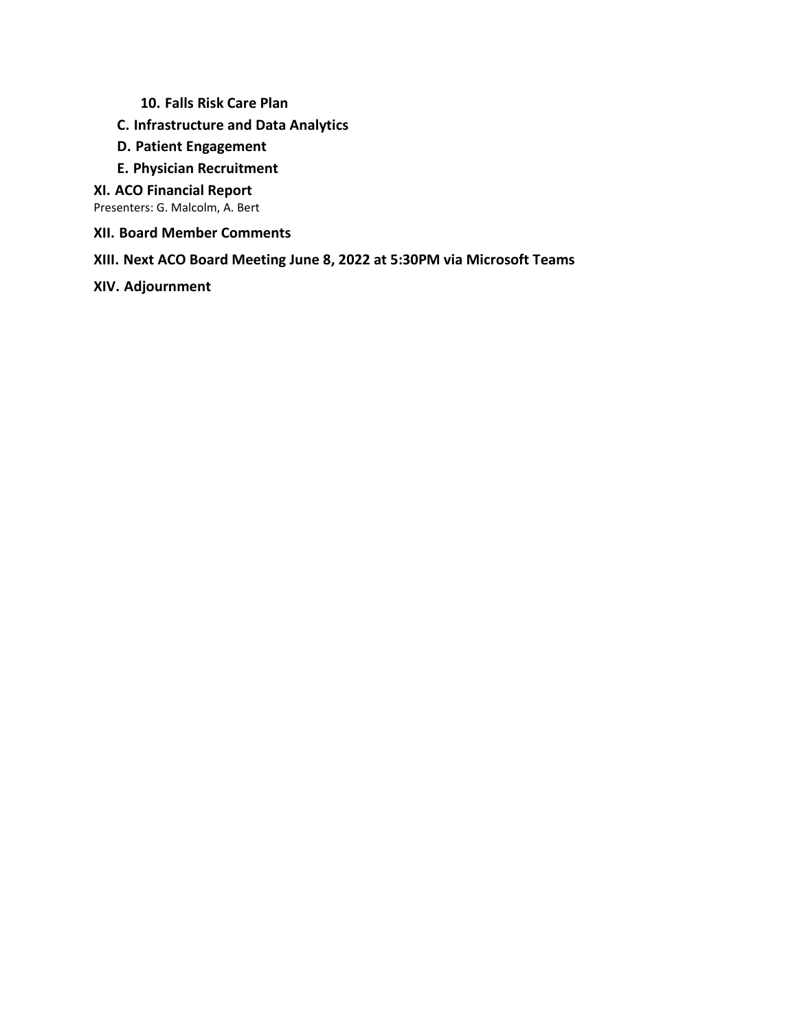**10. Falls Risk Care Plan**

**C. Infrastructure and Data Analytics**

**D. Patient Engagement**

**E. Physician Recruitment**

**XI. ACO Financial Report**

Presenters: G. Malcolm, A. Bert

**XII. Board Member Comments**

**XIII. Next ACO Board Meeting June 8, 2022 at 5:30PM via Microsoft Teams**

**XIV. Adjournment**